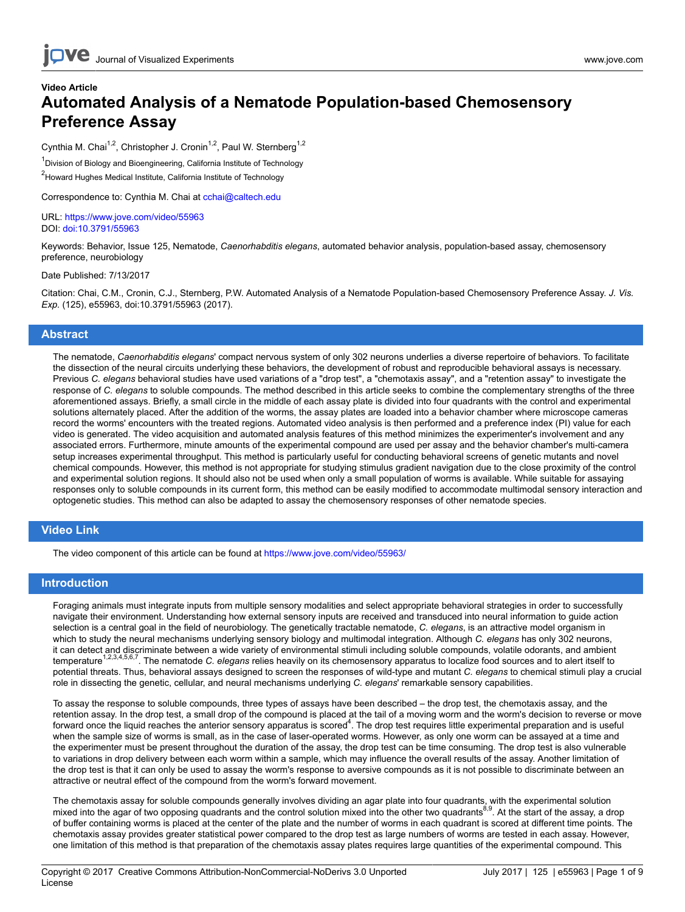**Video Article**

# Automated Analysis of a Nematode Population-based Chemosensory Preference Assay

Cynthia M. Chai[1,2], Christopher J. Cronin[1,2], Paul W. Sternberg[1,2]

[1]Division of Biology and Bioengineering, California Institute of Technology

[2]Howard Hughes Medical Institute, California Institute of Technology

Correspondence to: Cynthia M. Chai at cchai@caltech.edu

URL: https://www.jove.com/video/55963
DOI: doi:10.3791/55963

Keywords: Behavior, Issue 125, Nematode, *Caenorhabditis elegans*, automated behavior analysis, population-based assay, chemosensory preference, neurobiology

Date Published: 7/13/2017

Citation: Chai, C.M., Cronin, C.J., Sternberg, P.W. Automated Analysis of a Nematode Population-based Chemosensory Preference Assay. *J. Vis. Exp.* (125), e55963, doi:10.3791/55963 (2017).

## Abstract

The nematode, *Caenorhabditis elegans*' compact nervous system of only 302 neurons underlies a diverse repertoire of behaviors. To facilitate the dissection of the neural circuits underlying these behaviors, the development of robust and reproducible behavioral assays is necessary. Previous *C. elegans* behavioral studies have used variations of a "drop test", a "chemotaxis assay", and a "retention assay" to investigate the response of *C. elegans* to soluble compounds. The method described in this article seeks to combine the complementary strengths of the three aforementioned assays. Briefly, a small circle in the middle of each assay plate is divided into four quadrants with the control and experimental solutions alternately placed. After the addition of the worms, the assay plates are loaded into a behavior chamber where microscope cameras record the worms' encounters with the treated regions. Automated video analysis is then performed and a preference index (PI) value for each video is generated. The video acquisition and automated analysis features of this method minimizes the experimenter's involvement and any associated errors. Furthermore, minute amounts of the experimental compound are used per assay and the behavior chamber's multi-camera setup increases experimental throughput. This method is particularly useful for conducting behavioral screens of genetic mutants and novel chemical compounds. However, this method is not appropriate for studying stimulus gradient navigation due to the close proximity of the control and experimental solution regions. It should also not be used when only a small population of worms is available. While suitable for assaying responses only to soluble compounds in its current form, this method can be easily modified to accommodate multimodal sensory interaction and optogenetic studies. This method can also be adapted to assay the chemosensory responses of other nematode species.

## Video Link

The video component of this article can be found at https://www.jove.com/video/55963/

## Introduction

Foraging animals must integrate inputs from multiple sensory modalities and select appropriate behavioral strategies in order to successfully navigate their environment. Understanding how external sensory inputs are received and transduced into neural information to guide action selection is a central goal in the field of neurobiology. The genetically tractable nematode, *C. elegans*, is an attractive model organism in which to study the neural mechanisms underlying sensory biology and multimodal integration. Although *C. elegans* has only 302 neurons, it can detect and discriminate between a wide variety of environmental stimuli including soluble compounds, volatile odorants, and ambient temperature[1,2,3,4,5,6,7]. The nematode *C. elegans* relies heavily on its chemosensory apparatus to localize food sources and to alert itself to potential threats. Thus, behavioral assays designed to screen the responses of wild-type and mutant *C. elegans* to chemical stimuli play a crucial role in dissecting the genetic, cellular, and neural mechanisms underlying *C. elegans*' remarkable sensory capabilities.

To assay the response to soluble compounds, three types of assays have been described – the drop test, the chemotaxis assay, and the retention assay. In the drop test, a small drop of the compound is placed at the tail of a moving worm and the worm's decision to reverse or move forward once the liquid reaches the anterior sensory apparatus is scored[4]. The drop test requires little experimental preparation and is useful when the sample size of worms is small, as in the case of laser-operated worms. However, as only one worm can be assayed at a time and the experimenter must be present throughout the duration of the assay, the drop test can be time consuming. The drop test is also vulnerable to variations in drop delivery between each worm within a sample, which may influence the overall results of the assay. Another limitation of the drop test is that it can only be used to assay the worm's response to aversive compounds as it is not possible to discriminate between an attractive or neutral effect of the compound from the worm's forward movement.

The chemotaxis assay for soluble compounds generally involves dividing an agar plate into four quadrants, with the experimental solution mixed into the agar of two opposing quadrants and the control solution mixed into the other two quadrants[8,9]. At the start of the assay, a drop of buffer containing worms is placed at the center of the plate and the number of worms in each quadrant is scored at different time points. The chemotaxis assay provides greater statistical power compared to the drop test as large numbers of worms are tested in each assay. However, one limitation of this method is that preparation of the chemotaxis assay plates requires large quantities of the experimental compound. This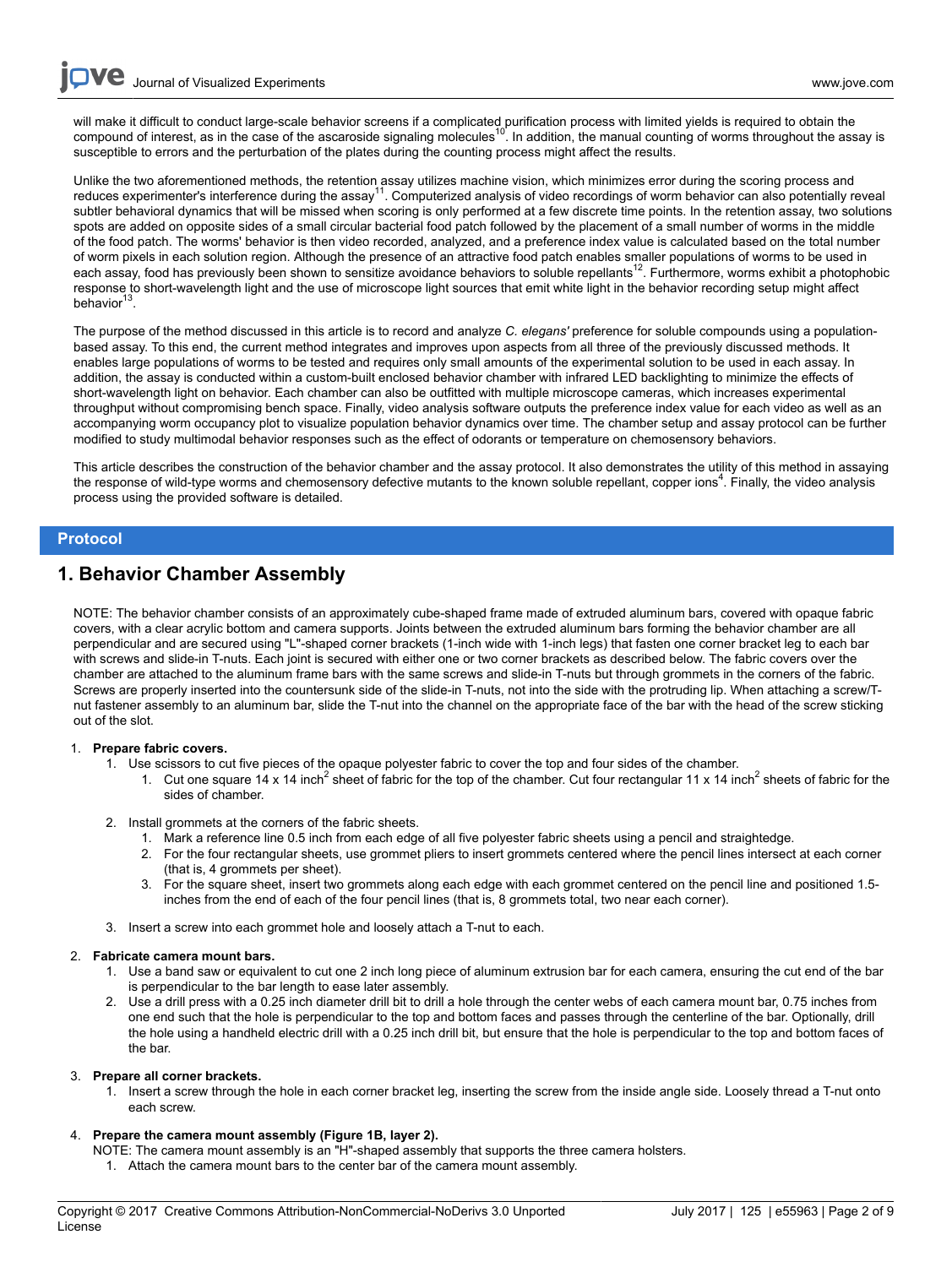will make it difficult to conduct large-scale behavior screens if a complicated purification process with limited yields is required to obtain the compound of interest, as in the case of the ascaroside signaling molecules[10]. In addition, the manual counting of worms throughout the assay is susceptible to errors and the perturbation of the plates during the counting process might affect the results.

Unlike the two aforementioned methods, the retention assay utilizes machine vision, which minimizes error during the scoring process and reduces experimenter's interference during the assay[11]. Computerized analysis of video recordings of worm behavior can also potentially reveal subtler behavioral dynamics that will be missed when scoring is only performed at a few discrete time points. In the retention assay, two solutions spots are added on opposite sides of a small circular bacterial food patch followed by the placement of a small number of worms in the middle of the food patch. The worms' behavior is then video recorded, analyzed, and a preference index value is calculated based on the total number of worm pixels in each solution region. Although the presence of an attractive food patch enables smaller populations of worms to be used in each assay, food has previously been shown to sensitize avoidance behaviors to soluble repellants[12]. Furthermore, worms exhibit a photophobic response to short-wavelength light and the use of microscope light sources that emit white light in the behavior recording setup might affect behavior[13].

The purpose of the method discussed in this article is to record and analyze *C. elegans'* preference for soluble compounds using a population-based assay. To this end, the current method integrates and improves upon aspects from all three of the previously discussed methods. It enables large populations of worms to be tested and requires only small amounts of the experimental solution to be used in each assay. In addition, the assay is conducted within a custom-built enclosed behavior chamber with infrared LED backlighting to minimize the effects of short-wavelength light on behavior. Each chamber can also be outfitted with multiple microscope cameras, which increases experimental throughput without compromising bench space. Finally, video analysis software outputs the preference index value for each video as well as an accompanying worm occupancy plot to visualize population behavior dynamics over time. The chamber setup and assay protocol can be further modified to study multimodal behavior responses such as the effect of odorants or temperature on chemosensory behaviors.

This article describes the construction of the behavior chamber and the assay protocol. It also demonstrates the utility of this method in assaying the response of wild-type worms and chemosensory defective mutants to the known soluble repellant, copper ions[4]. Finally, the video analysis process using the provided software is detailed.

## Protocol

## 1. Behavior Chamber Assembly

NOTE: The behavior chamber consists of an approximately cube-shaped frame made of extruded aluminum bars, covered with opaque fabric covers, with a clear acrylic bottom and camera supports. Joints between the extruded aluminum bars forming the behavior chamber are all perpendicular and are secured using "L"-shaped corner brackets (1-inch wide with 1-inch legs) that fasten one corner bracket leg to each bar with screws and slide-in T-nuts. Each joint is secured with either one or two corner brackets as described below. The fabric covers over the chamber are attached to the aluminum frame bars with the same screws and slide-in T-nuts but through grommets in the corners of the fabric. Screws are properly inserted into the countersunk side of the slide-in T-nuts, not into the side with the protruding lip. When attaching a screw/T-nut fastener assembly to an aluminum bar, slide the T-nut into the channel on the appropriate face of the bar with the head of the screw sticking out of the slot.

1. **Prepare fabric covers.**
    1. Use scissors to cut five pieces of the opaque polyester fabric to cover the top and four sides of the chamber.
        1. Cut one square 14 x 14 inch$^2$ sheet of fabric for the top of the chamber. Cut four rectangular 11 x 14 inch$^2$ sheets of fabric for the sides of chamber.
    2. Install grommets at the corners of the fabric sheets.
        1. Mark a reference line 0.5 inch from each edge of all five polyester fabric sheets using a pencil and straightedge.
        2. For the four rectangular sheets, use grommet pliers to insert grommets centered where the pencil lines intersect at each corner (that is, 4 grommets per sheet).
        3. For the square sheet, insert two grommets along each edge with each grommet centered on the pencil line and positioned 1.5-inches from the end of each of the four pencil lines (that is, 8 grommets total, two near each corner).
    3. Insert a screw into each grommet hole and loosely attach a T-nut to each.
2. **Fabricate camera mount bars.**
    1. Use a band saw or equivalent to cut one 2 inch long piece of aluminum extrusion bar for each camera, ensuring the cut end of the bar is perpendicular to the bar length to ease later assembly.
    2. Use a drill press with a 0.25 inch diameter drill bit to drill a hole through the center webs of each camera mount bar, 0.75 inches from one end such that the hole is perpendicular to the top and bottom faces and passes through the centerline of the bar. Optionally, drill the hole using a handheld electric drill with a 0.25 inch drill bit, but ensure that the hole is perpendicular to the top and bottom faces of the bar.
3. **Prepare all corner brackets.**
    1. Insert a screw through the hole in each corner bracket leg, inserting the screw from the inside angle side. Loosely thread a T-nut onto each screw.
4. **Prepare the camera mount assembly (Figure 1B, layer 2).**
   NOTE: The camera mount assembly is an "H"-shaped assembly that supports the three camera holsters.
    1. Attach the camera mount bars to the center bar of the camera mount assembly.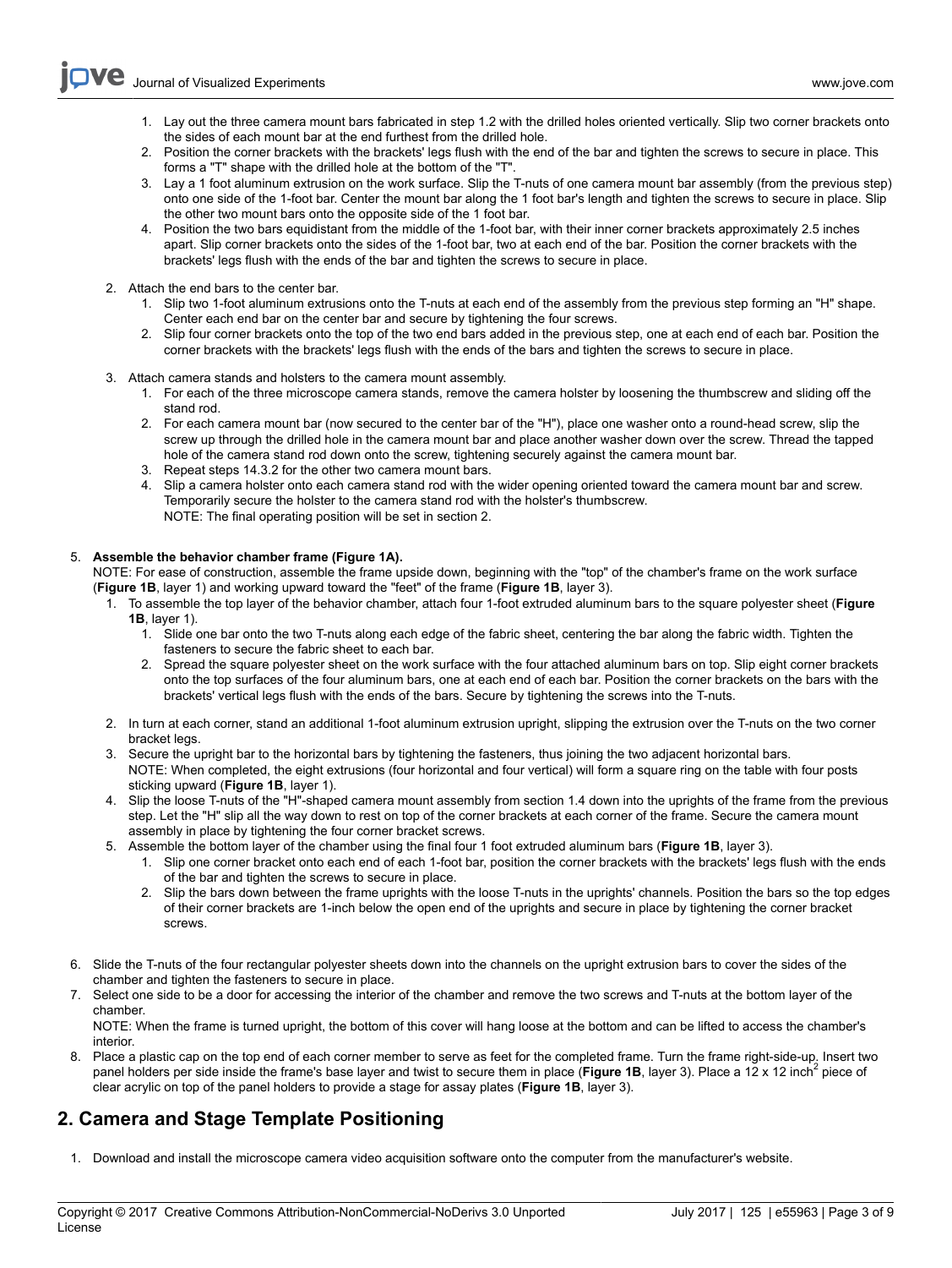1. Lay out the three camera mount bars fabricated in step 1.2 with the drilled holes oriented vertically. Slip two corner brackets onto the sides of each mount bar at the end furthest from the drilled hole.
    2. Position the corner brackets with the brackets' legs flush with the end of the bar and tighten the screws to secure in place. This forms a "T" shape with the drilled hole at the bottom of the "T".
    3. Lay a 1 foot aluminum extrusion on the work surface. Slip the T-nuts of one camera mount bar assembly (from the previous step) onto one side of the 1-foot bar. Center the mount bar along the 1 foot bar's length and tighten the screws to secure in place. Slip the other two mount bars onto the opposite side of the 1 foot bar.
    4. Position the two bars equidistant from the middle of the 1-foot bar, with their inner corner brackets approximately 2.5 inches apart. Slip corner brackets onto the sides of the 1-foot bar, two at each end of the bar. Position the corner brackets with the brackets' legs flush with the ends of the bar and tighten the screws to secure in place.

2. Attach the end bars to the center bar.
    1. Slip two 1-foot aluminum extrusions onto the T-nuts at each end of the assembly from the previous step forming an "H" shape. Center each end bar on the center bar and secure by tightening the four screws.
    2. Slip four corner brackets onto the top of the two end bars added in the previous step, one at each end of each bar. Position the corner brackets with the brackets' legs flush with the ends of the bars and tighten the screws to secure in place.

3. Attach camera stands and holsters to the camera mount assembly.
    1. For each of the three microscope camera stands, remove the camera holster by loosening the thumbscrew and sliding off the stand rod.
    2. For each camera mount bar (now secured to the center bar of the "H"), place one washer onto a round-head screw, slip the screw up through the drilled hole in the camera mount bar and place another washer down over the screw. Thread the tapped hole of the camera stand rod down onto the screw, tightening securely against the camera mount bar.
    3. Repeat steps 14.3.2 for the other two camera mount bars.
    4. Slip a camera holster onto each camera stand rod with the wider opening oriented toward the camera mount bar and screw. Temporarily secure the holster to the camera stand rod with the holster's thumbscrew.
    NOTE: The final operating position will be set in section 2.

5. **Assemble the behavior chamber frame (Figure 1A).**
NOTE: For ease of construction, assemble the frame upside down, beginning with the "top" of the chamber's frame on the work surface (**Figure 1B**, layer 1) and working upward toward the "feet" of the frame (**Figure 1B**, layer 3).
    1. To assemble the top layer of the behavior chamber, attach four 1-foot extruded aluminum bars to the square polyester sheet (**Figure 1B**, layer 1).
        1. Slide one bar onto the two T-nuts along each edge of the fabric sheet, centering the bar along the fabric width. Tighten the fasteners to secure the fabric sheet to each bar.
        2. Spread the square polyester sheet on the work surface with the four attached aluminum bars on top. Slip eight corner brackets onto the top surfaces of the four aluminum bars, one at each end of each bar. Position the corner brackets on the bars with the brackets' vertical legs flush with the ends of the bars. Secure by tightening the screws into the T-nuts.
    2. In turn at each corner, stand an additional 1-foot aluminum extrusion upright, slipping the extrusion over the T-nuts on the two corner bracket legs.
    3. Secure the upright bar to the horizontal bars by tightening the fasteners, thus joining the two adjacent horizontal bars.
    NOTE: When completed, the eight extrusions (four horizontal and four vertical) will form a square ring on the table with four posts sticking upward (**Figure 1B**, layer 1).
    4. Slip the loose T-nuts of the "H"-shaped camera mount assembly from section 1.4 down into the uprights of the frame from the previous step. Let the "H" slip all the way down to rest on top of the corner brackets at each corner of the frame. Secure the camera mount assembly in place by tightening the four corner bracket screws.
    5. Assemble the bottom layer of the chamber using the final four 1 foot extruded aluminum bars (**Figure 1B**, layer 3).
        1. Slip one corner bracket onto each end of each 1-foot bar, position the corner brackets with the brackets' legs flush with the ends of the bar and tighten the screws to secure in place.
        2. Slip the bars down between the frame uprights with the loose T-nuts in the uprights' channels. Position the bars so the top edges of their corner brackets are 1-inch below the open end of the uprights and secure in place by tightening the corner bracket screws.

6. Slide the T-nuts of the four rectangular polyester sheets down into the channels on the upright extrusion bars to cover the sides of the chamber and tighten the fasteners to secure in place.
7. Select one side to be a door for accessing the interior of the chamber and remove the two screws and T-nuts at the bottom layer of the chamber.
NOTE: When the frame is turned upright, the bottom of this cover will hang loose at the bottom and can be lifted to access the chamber's interior.
8. Place a plastic cap on the top end of each corner member to serve as feet for the completed frame. Turn the frame right-side-up. Insert two panel holders per side inside the frame's base layer and twist to secure them in place (**Figure 1B**, layer 3). Place a 12 x 12 inch$^2$ piece of clear acrylic on top of the panel holders to provide a stage for assay plates (**Figure 1B**, layer 3).

## 2. Camera and Stage Template Positioning

1. Download and install the microscope camera video acquisition software onto the computer from the manufacturer's website.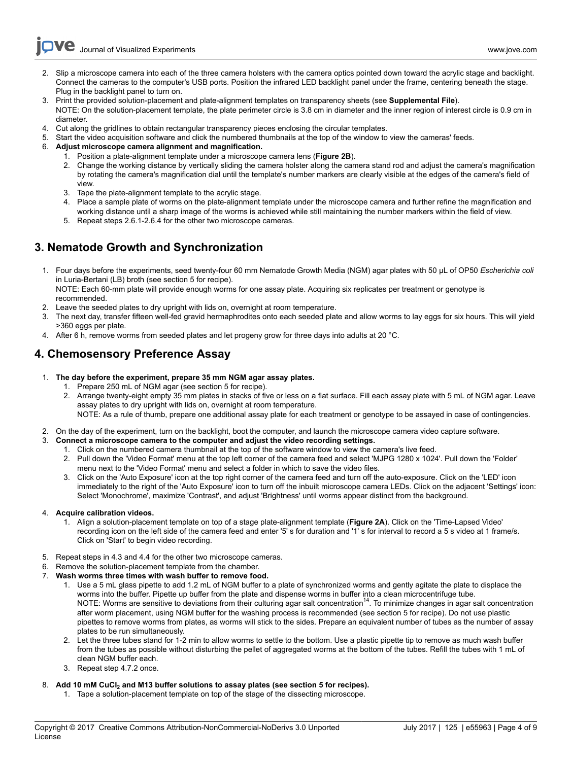2. Slip a microscope camera into each of the three camera holsters with the camera optics pointed down toward the acrylic stage and backlight. Connect the cameras to the computer's USB ports. Position the infrared LED backlight panel under the frame, centering beneath the stage. Plug in the backlight panel to turn on.
3. Print the provided solution-placement and plate-alignment templates on transparency sheets (see **Supplemental File**).
   NOTE: On the solution-placement template, the plate perimeter circle is 3.8 cm in diameter and the inner region of interest circle is 0.9 cm in diameter.
4. Cut along the gridlines to obtain rectangular transparency pieces enclosing the circular templates.
5. Start the video acquisition software and click the numbered thumbnails at the top of the window to view the cameras' feeds.
6. **Adjust microscope camera alignment and magnification.**
   1. Position a plate-alignment template under a microscope camera lens (**Figure 2B**).
   2. Change the working distance by vertically sliding the camera holster along the camera stand rod and adjust the camera's magnification by rotating the camera's magnification dial until the template's number markers are clearly visible at the edges of the camera's field of view.
   3. Tape the plate-alignment template to the acrylic stage.
   4. Place a sample plate of worms on the plate-alignment template under the microscope camera and further refine the magnification and working distance until a sharp image of the worms is achieved while still maintaining the number markers within the field of view.
   5. Repeat steps 2.6.1-2.6.4 for the other two microscope cameras.

## 3. Nematode Growth and Synchronization

1. Four days before the experiments, seed twenty-four 60 mm Nematode Growth Media (NGM) agar plates with 50 µL of OP50 *Escherichia coli* in Luria-Bertani (LB) broth (see section 5 for recipe).
   NOTE: Each 60-mm plate will provide enough worms for one assay plate. Acquiring six replicates per treatment or genotype is recommended.
2. Leave the seeded plates to dry upright with lids on, overnight at room temperature.
3. The next day, transfer fifteen well-fed gravid hermaphrodites onto each seeded plate and allow worms to lay eggs for six hours. This will yield >360 eggs per plate.
4. After 6 h, remove worms from seeded plates and let progeny grow for three days into adults at 20 °C.

## 4. Chemosensory Preference Assay

1. **The day before the experiment, prepare 35 mm NGM agar assay plates.**
   1. Prepare 250 mL of NGM agar (see section 5 for recipe).
   2. Arrange twenty-eight empty 35 mm plates in stacks of five or less on a flat surface. Fill each assay plate with 5 mL of NGM agar. Leave assay plates to dry upright with lids on, overnight at room temperature.
      NOTE: As a rule of thumb, prepare one additional assay plate for each treatment or genotype to be assayed in case of contingencies.
2. On the day of the experiment, turn on the backlight, boot the computer, and launch the microscope camera video capture software.
3. **Connect a microscope camera to the computer and adjust the video recording settings.**
   1. Click on the numbered camera thumbnail at the top of the software window to view the camera's live feed.
   2. Pull down the 'Video Format' menu at the top left corner of the camera feed and select 'MJPG 1280 x 1024'. Pull down the 'Folder' menu next to the 'Video Format' menu and select a folder in which to save the video files.
   3. Click on the 'Auto Exposure' icon at the top right corner of the camera feed and turn off the auto-exposure. Click on the 'LED' icon immediately to the right of the 'Auto Exposure' icon to turn off the inbuilt microscope camera LEDs. Click on the adjacent 'Settings' icon: Select 'Monochrome', maximize 'Contrast', and adjust 'Brightness' until worms appear distinct from the background.
4. **Acquire calibration videos.**
   1. Align a solution-placement template on top of a stage plate-alignment template (**Figure 2A**). Click on the 'Time-Lapsed Video' recording icon on the left side of the camera feed and enter '5' s for duration and '1' s for interval to record a 5 s video at 1 frame/s. Click on 'Start' to begin video recording.
5. Repeat steps in 4.3 and 4.4 for the other two microscope cameras.
6. Remove the solution-placement template from the chamber.
7. **Wash worms three times with wash buffer to remove food.**
   1. Use a 5 mL glass pipette to add 1.2 mL of NGM buffer to a plate of synchronized worms and gently agitate the plate to displace the worms into the buffer. Pipette up buffer from the plate and dispense worms in buffer into a clean microcentrifuge tube.
      NOTE: Worms are sensitive to deviations from their culturing agar salt concentration[14]. To minimize changes in agar salt concentration after worm placement, using NGM buffer for the washing process is recommended (see section 5 for recipe). Do not use plastic pipettes to remove worms from plates, as worms will stick to the sides. Prepare an equivalent number of tubes as the number of assay plates to be run simultaneously.
   2. Let the three tubes stand for 1-2 min to allow worms to settle to the bottom. Use a plastic pipette tip to remove as much wash buffer from the tubes as possible without disturbing the pellet of aggregated worms at the bottom of the tubes. Refill the tubes with 1 mL of clean NGM buffer each.
   3. Repeat step 4.7.2 once.
8. **Add 10 mM $CuCl_2$ and M13 buffer solutions to assay plates (see section 5 for recipes).**
   1. Tape a solution-placement template on top of the stage of the dissecting microscope.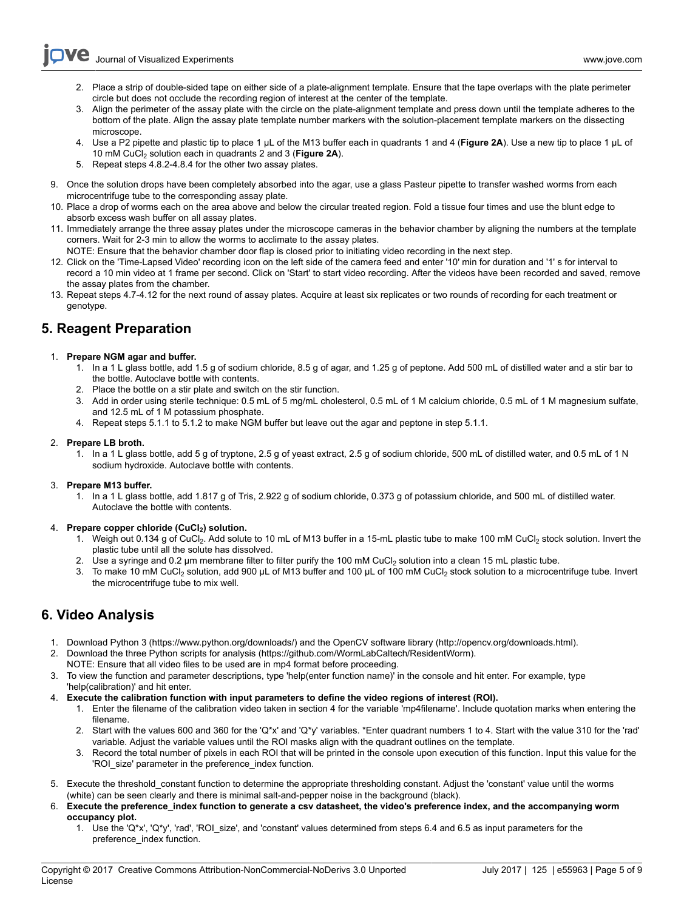2. Place a strip of double-sided tape on either side of a plate-alignment template. Ensure that the tape overlaps with the plate perimeter circle but does not occlude the recording region of interest at the center of the template.
3. Align the perimeter of the assay plate with the circle on the plate-alignment template and press down until the template adheres to the bottom of the plate. Align the assay plate template number markers with the solution-placement template markers on the dissecting microscope.
4. Use a P2 pipette and plastic tip to place 1 µL of the M13 buffer each in quadrants 1 and 4 (**Figure 2A**). Use a new tip to place 1 µL of 10 mM $CuCl_2$ solution each in quadrants 2 and 3 (**Figure 2A**).
5. Repeat steps 4.8.2-4.8.4 for the other two assay plates.

9. Once the solution drops have been completely absorbed into the agar, use a glass Pasteur pipette to transfer washed worms from each microcentrifuge tube to the corresponding assay plate.
10. Place a drop of worms each on the area above and below the circular treated region. Fold a tissue four times and use the blunt edge to absorb excess wash buffer on all assay plates.
11. Immediately arrange the three assay plates under the microscope cameras in the behavior chamber by aligning the numbers at the template corners. Wait for 2-3 min to allow the worms to acclimate to the assay plates.
NOTE: Ensure that the behavior chamber door flap is closed prior to initiating video recording in the next step.
12. Click on the 'Time-Lapsed Video' recording icon on the left side of the camera feed and enter '10' min for duration and '1' s for interval to record a 10 min video at 1 frame per second. Click on 'Start' to start video recording. After the videos have been recorded and saved, remove the assay plates from the chamber.
13. Repeat steps 4.7-4.12 for the next round of assay plates. Acquire at least six replicates or two rounds of recording for each treatment or genotype.

## 5. Reagent Preparation

1. **Prepare NGM agar and buffer.**
    1. In a 1 L glass bottle, add 1.5 g of sodium chloride, 8.5 g of agar, and 1.25 g of peptone. Add 500 mL of distilled water and a stir bar to the bottle. Autoclave bottle with contents.
    2. Place the bottle on a stir plate and switch on the stir function.
    3. Add in order using sterile technique: 0.5 mL of 5 mg/mL cholesterol, 0.5 mL of 1 M calcium chloride, 0.5 mL of 1 M magnesium sulfate, and 12.5 mL of 1 M potassium phosphate.
    4. Repeat steps 5.1.1 to 5.1.2 to make NGM buffer but leave out the agar and peptone in step 5.1.1.

2. **Prepare LB broth.**
    1. In a 1 L glass bottle, add 5 g of tryptone, 2.5 g of yeast extract, 2.5 g of sodium chloride, 500 mL of distilled water, and 0.5 mL of 1 N sodium hydroxide. Autoclave bottle with contents.

3. **Prepare M13 buffer.**
    1. In a 1 L glass bottle, add 1.817 g of Tris, 2.922 g of sodium chloride, 0.373 g of potassium chloride, and 500 mL of distilled water. Autoclave the bottle with contents.

4. **Prepare copper chloride ($CuCl_2$) solution.**
    1. Weigh out 0.134 g of $CuCl_2$. Add solute to 10 mL of M13 buffer in a 15-mL plastic tube to make 100 mM $CuCl_2$ stock solution. Invert the plastic tube until all the solute has dissolved.
    2. Use a syringe and 0.2 µm membrane filter to filter purify the 100 mM $CuCl_2$ solution into a clean 15 mL plastic tube.
    3. To make 10 mM $CuCl_2$ solution, add 900 µL of M13 buffer and 100 µL of 100 mM $CuCl_2$ stock solution to a microcentrifuge tube. Invert the microcentrifuge tube to mix well.

## 6. Video Analysis

1. Download Python 3 (https://www.python.org/downloads/) and the OpenCV software library (http://opencv.org/downloads.html).
2. Download the three Python scripts for analysis (https://github.com/WormLabCaltech/ResidentWorm).
NOTE: Ensure that all video files to be used are in mp4 format before proceeding.
3. To view the function and parameter descriptions, type 'help(enter function name)' in the console and hit enter. For example, type 'help(calibration)' and hit enter.
4. **Execute the calibration function with input parameters to define the video regions of interest (ROI).**
    1. Enter the filename of the calibration video taken in section 4 for the variable 'mp4filename'. Include quotation marks when entering the filename.
    2. Start with the values 600 and 360 for the 'Q*x' and 'Q*y' variables. *Enter quadrant numbers 1 to 4. Start with the value 310 for the 'rad' variable. Adjust the variable values until the ROI masks align with the quadrant outlines on the template.
    3. Record the total number of pixels in each ROI that will be printed in the console upon execution of this function. Input this value for the 'ROI_size' parameter in the preference_index function.
5. Execute the threshold_constant function to determine the appropriate thresholding constant. Adjust the 'constant' value until the worms (white) can be seen clearly and there is minimal salt-and-pepper noise in the background (black).
6. **Execute the preference_index function to generate a csv datasheet, the video's preference index, and the accompanying worm occupancy plot.**
    1. Use the 'Q*x', 'Q*y', 'rad', 'ROI_size', and 'constant' values determined from steps 6.4 and 6.5 as input parameters for the preference_index function.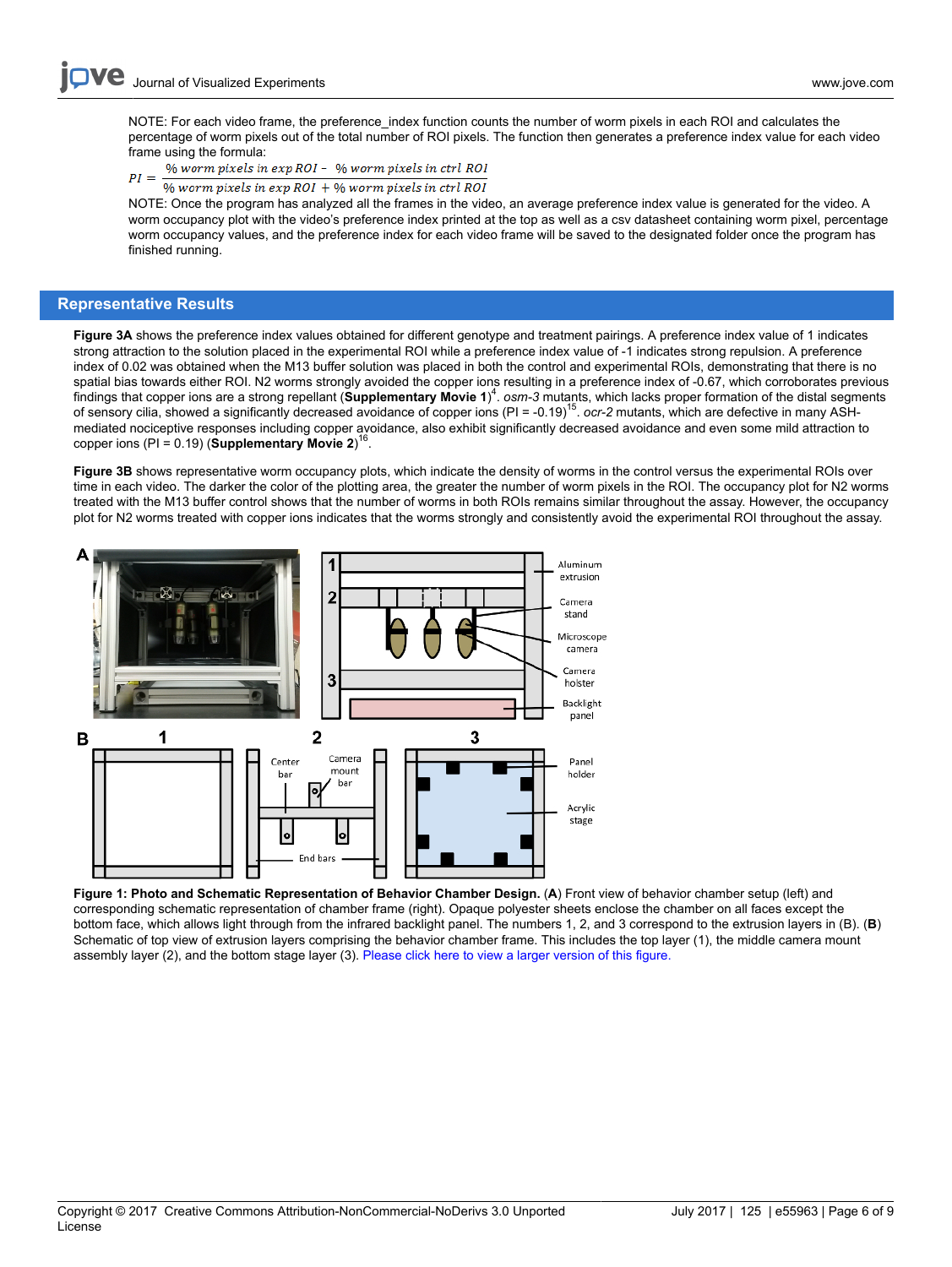NOTE: For each video frame, the preference_index function counts the number of worm pixels in each ROI and calculates the percentage of worm pixels out of the total number of ROI pixels. The function then generates a preference index value for each video frame using the formula:

$$PI = \frac{\%\ worm\ pixels\ in\ exp\ ROI - \%\ worm\ pixels\ in\ ctrl\ ROI}{\%\ worm\ pixels\ in\ exp\ ROI + \%\ worm\ pixels\ in\ ctrl\ ROI}$$

NOTE: Once the program has analyzed all the frames in the video, an average preference index value is generated for the video. A worm occupancy plot with the video's preference index printed at the top as well as a csv dataset containing worm pixel, percentage worm occupancy values, and the preference index for each video frame will be saved to the designated folder once the program has finished running.

## Representative Results

**Figure 3A** shows the preference index values obtained for different genotype and treatment pairings. A preference index value of 1 indicates strong attraction to the solution placed in the experimental ROI while a preference index value of -1 indicates strong repulsion. A preference index of 0.02 was obtained when the M13 buffer solution was placed in both the control and experimental ROIs, demonstrating that there is no spatial bias towards either ROI. N2 worms strongly avoided the copper ions resulting in a preference index of -0.67, which corroborates previous findings that copper ions are a strong repellant (**Supplementary Movie 1**)[4]. *osm-3* mutants, which lacks proper formation of the distal segments of sensory cilia, showed a significantly decreased avoidance of copper ions (PI = -0.19)[15]. *ocr-2* mutants, which are defective in many ASH-mediated nociceptive responses including copper avoidance, also exhibit significantly decreased avoidance and even some mild attraction to copper ions (PI = 0.19) (**Supplementary Movie 2**)[16].

**Figure 3B** shows representative worm occupancy plots, which indicate the density of worms in the control versus the experimental ROIs over time in each video. The darker the color of the plotting area, the greater the number of worm pixels in the ROI. The occupancy plot for N2 worms treated with the M13 buffer control shows that the number of worms in both ROIs remains similar throughout the assay. However, the occupancy plot for N2 worms treated with copper ions indicates that the worms strongly and consistently avoid the experimental ROI throughout the assay.

A

1
2
3
Aluminum extrusion
Camera stand
Microscope camera
Camera holster
Backlight panel

B

1
2
3
Center bar
Camera mount bar
End bars
Panel holder
Acrylic stage

**Figure 1: Photo and Schematic Representation of Behavior Chamber Design.** (**A**) Front view of behavior chamber setup (left) and corresponding schematic representation of chamber frame (right). Opaque polyester sheets enclose the chamber on all faces except the bottom face, which allows light through from the infrared backlight panel. The numbers 1, 2, and 3 correspond to the extrusion layers in (B). (**B**) Schematic of top view of extrusion layers comprising the behavior chamber frame. This includes the top layer (1), the middle camera mount assembly layer (2), and the bottom stage layer (3). Please click here to view a larger version of this figure.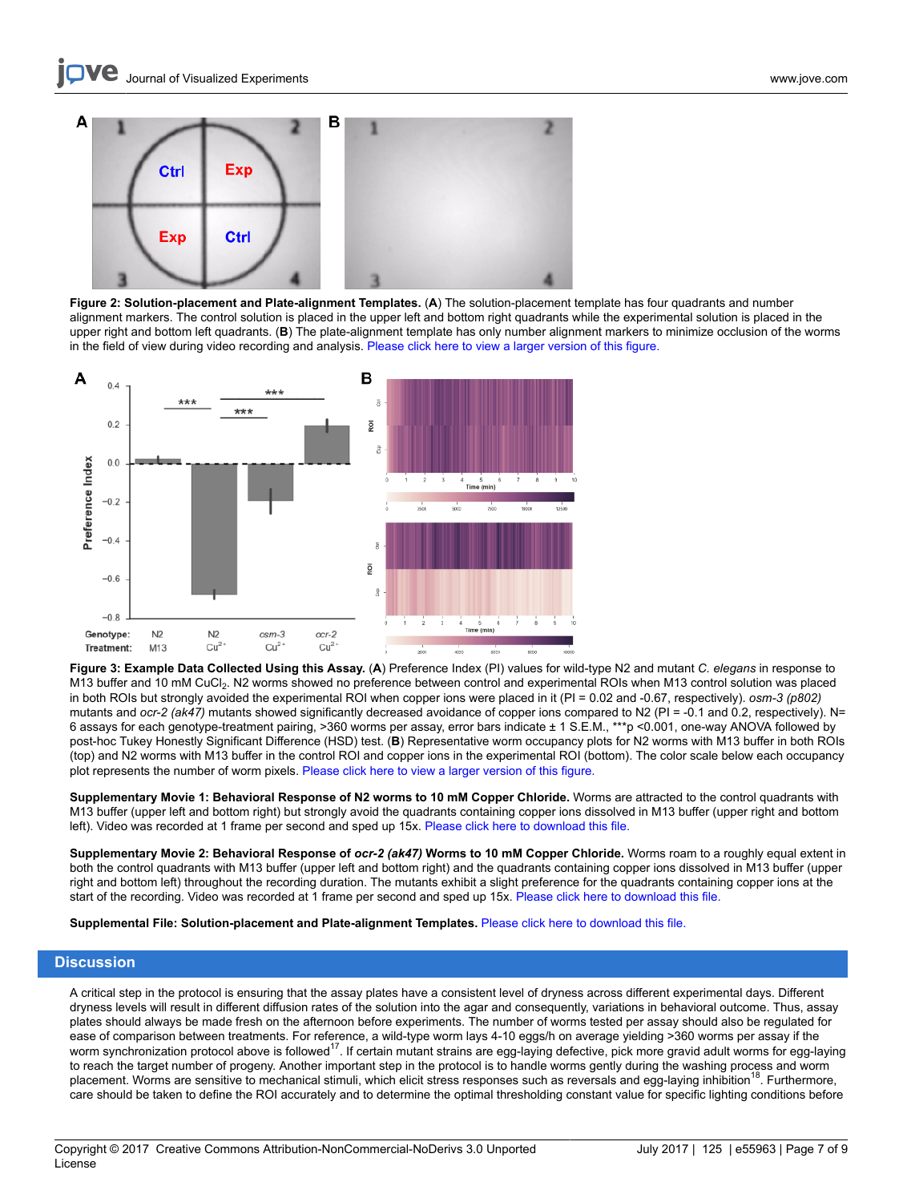A

1 2

Ctrl Exp

Exp Ctrl

3 4

B

1 2

3 4

**Figure 2: Solution-placement and Plate-alignment Templates.** (**A**) The solution-placement template has four quadrants and number alignment markers. The control solution is placed in the upper left and bottom right quadrants while the experimental solution is placed in the upper right and bottom left quadrants. (**B**) The plate-alignment template has only number alignment markers to minimize occlusion of the worms in the field of view during video recording and analysis. Please click here to view a larger version of this figure.

A

Preference Index

0.4
0.2
0.0
−0.2
−0.4
−0.6
−0.8

\*\*\*
\*\*\*
\*\*\*

Genotype: N2 N2 osm-3 ocr-2
Treatment: M13 $Cu^{2+}$ $Cu^{2+}$ $Cu^{2+}$

B

ROI
Ctrl
Exp

Time (min)
0 1 2 3 4 5 6 7 8 9 10

0 2500 5000 7500 10000 12500

ROI
Ctrl
Exp

Time (min)
0 1 2 3 4 5 6 7 8 9 10

0 2000 4000 6000 8000 10000

**Figure 3: Example Data Collected Using this Assay.** (**A**) Preference Index (PI) values for wild-type N2 and mutant *C. elegans* in response to M13 buffer and 10 mM $CuCl_2$. N2 worms showed no preference between control and experimental ROIs when M13 control solution was placed in both ROIs but strongly avoided the experimental ROI when copper ions were placed in it (PI = 0.02 and -0.67, respectively). *osm-3 (p802)* mutants and *ocr-2 (ak47)* mutants showed significantly decreased avoidance of copper ions compared to N2 (PI = -0.1 and 0.2, respectively). N= 6 assays for each genotype-treatment pairing, >360 worms per assay, error bars indicate ± 1 S.E.M., \*\*\*p <0.001, one-way ANOVA followed by post-hoc Tukey Honestly Significant Difference (HSD) test. (**B**) Representative worm occupancy plots for N2 worms with M13 buffer in both ROIs (top) and N2 worms with M13 buffer in the control ROI and copper ions in the experimental ROI (bottom). The color scale below each occupancy plot represents the number of worm pixels. Please click here to view a larger version of this figure.

**Supplementary Movie 1: Behavioral Response of N2 worms to 10 mM Copper Chloride.** Worms are attracted to the control quadrants with M13 buffer (upper left and bottom right) but strongly avoid the quadrants containing copper ions dissolved in M13 buffer (upper right and bottom left). Video was recorded at 1 frame per second and sped up 15x. Please click here to download this file.

**Supplementary Movie 2: Behavioral Response of *ocr-2 (ak47)* Worms to 10 mM Copper Chloride.** Worms roam to a roughly equal extent in both the control quadrants with M13 buffer (upper left and bottom right) and the quadrants containing copper ions dissolved in M13 buffer (upper right and bottom left) throughout the recording duration. The mutants exhibit a slight preference for the quadrants containing copper ions at the start of the recording. Video was recorded at 1 frame per second and sped up 15x. Please click here to download this file.

**Supplemental File: Solution-placement and Plate-alignment Templates.** Please click here to download this file.

## Discussion

A critical step in the protocol is ensuring that the assay plates have a consistent level of dryness across different experimental days. Different dryness levels will result in different diffusion rates of the solution into the agar and consequently, variations in behavioral outcome. Thus, assay plates should always be made fresh on the afternoon before experiments. The number of worms tested per assay should also be regulated for ease of comparison between treatments. For reference, a wild-type worm lays 4-10 eggs/h on average yielding >360 worms per assay if the worm synchronization protocol above is followed[17]. If certain mutant strains are egg-laying defective, pick more gravid adult worms for egg-laying to reach the target number of progeny. Another important step in the protocol is to handle worms gently during the washing process and worm placement. Worms are sensitive to mechanical stimuli, which elicit stress responses such as reversals and egg-laying inhibition[18]. Furthermore, care should be taken to define the ROI accurately and to determine the optimal thresholding constant value for specific lighting conditions before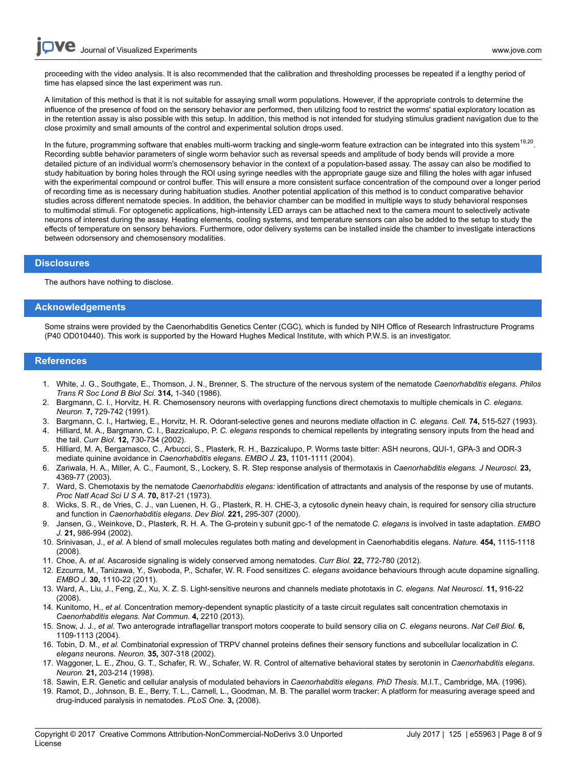proceeding with the video analysis. It is also recommended that the calibration and thresholding processes be repeated if a lengthy period of time has elapsed since the last experiment was run.

A limitation of this method is that it is not suitable for assaying small worm populations. However, if the appropriate controls to determine the influence of the presence of food on the sensory behavior are performed, then utilizing food to restrict the worms' spatial exploratory location as in the retention assay is also possible with this setup. In addition, this method is not intended for studying stimulus gradient navigation due to the close proximity and small amounts of the control and experimental solution drops used.

In the future, programming software that enables multi-worm tracking and single-worm feature extraction can be integrated into this system[19,20]. Recording subtle behavior parameters of single worm behavior such as reversal speeds and amplitude of body bends will provide a more detailed picture of an individual worm's chemosensory behavior in the context of a population-based assay. The assay can also be modified to study habituation by boring holes through the ROI using syringe needles with the appropriate gauge size and filling the holes with agar infused with the experimental compound or control buffer. This will ensure a more consistent surface concentration of the compound over a longer period of recording time as is necessary during habituation studies. Another potential application of this method is to conduct comparative behavior studies across different nematode species. In addition, the behavior chamber can be modified in multiple ways to study behavioral responses to multimodal stimuli. For optogenetic applications, high-intensity LED arrays can be attached next to the camera mount to selectively activate neurons of interest during the assay. Heating elements, cooling systems, and temperature sensors can also be added to the setup to study the effects of temperature on sensory behaviors. Furthermore, odor delivery systems can be installed inside the chamber to investigate interactions between odorsensory and chemosensory modalities.

## Disclosures

The authors have nothing to disclose.

## Acknowledgements

Some strains were provided by the Caenorhabditis Genetics Center (CGC), which is funded by NIH Office of Research Infrastructure Programs (P40 OD010440). This work is supported by the Howard Hughes Medical Institute, with which P.W.S. is an investigator.

## References

1. White, J. G., Southgate, E., Thomson, J. N., Brenner, S. The structure of the nervous system of the nematode *Caenorhabditis elegans. Philos Trans R Soc Lond B Biol Sci.* **314,** 1-340 (1986).
2. Bargmann, C. I., Horvitz, H. R. Chemosensory neurons with overlapping functions direct chemotaxis to multiple chemicals in *C. elegans. Neuron.* **7,** 729-742 (1991).
3. Bargmann, C. I., Hartwieg, E., Horvitz, H. R. Odorant-selective genes and neurons mediate olfaction in *C. elegans. Cell.* **74,** 515-527 (1993).
4. Hilliard, M. A., Bargmann, C. I., Bazzicalupo, P. *C. elegans* responds to chemical repellents by integrating sensory inputs from the head and the tail. *Curr Biol.* **12,** 730-734 (2002).
5. Hilliard, M. A, Bergamasco, C., Arbucci, S., Plasterk, R. H., Bazzicalupo, P. Worms taste bitter: ASH neurons, QUI-1, GPA-3 and ODR-3 mediate quinine avoidance in *Caenorhabditis elegans. EMBO J.* **23,** 1101-1111 (2004).
6. Zariwala, H. A., Miller, A. C., Faumont, S., Lockery, S. R. Step response analysis of thermotaxis in *Caenorhabditis elegans. J Neurosci.* **23,** 4369-77 (2003).
7. Ward, S. Chemotaxis by the nematode *Caenorhabditis elegans:* identification of attractants and analysis of the response by use of mutants. *Proc Natl Acad Sci U S A.* **70,** 817-21 (1973).
8. Wicks, S. R., de Vries, C. J., van Luenen, H. G., Plasterk, R. H. CHE-3, a cytosolic dynein heavy chain, is required for sensory cilia structure and function in *Caenorhabditis elegans. Dev Biol.* **221,** 295-307 (2000).
9. Jansen, G., Weinkove, D., Plasterk, R. H. A. The G-protein γ subunit gpc-1 of the nematode *C. elegans* is involved in taste adaptation. *EMBO J.* **21,** 986-994 (2002).
10. Srinivasan, J., *et al.* A blend of small molecules regulates both mating and development in Caenorhabditis elegans. *Nature.* **454,** 1115-1118 (2008).
11. Choe, A. *et al.* Ascaroside signaling is widely conserved among nematodes. *Curr Biol.* **22,** 772-780 (2012).
12. Ezcurra, M., Tanizawa, Y., Swoboda, P., Schafer, W. R. Food sensitizes *C. elegans* avoidance behaviours through acute dopamine signalling. *EMBO J.* **30,** 1110-22 (2011).
13. Ward, A., Liu, J., Feng, Z., Xu, X. Z. S. Light-sensitive neurons and channels mediate phototaxis in *C. elegans. Nat Neurosci.* **11,** 916-22 (2008).
14. Kunitomo, H., *et al.* Concentration memory-dependent synaptic plasticity of a taste circuit regulates salt concentration chemotaxis in *Caenorhabditis elegans. Nat Commun.* **4,** 2210 (2013).
15. Snow, J. J., *et al.* Two anterograde intraflagellar transport motors cooperate to build sensory cilia on *C. elegans* neurons. *Nat Cell Biol.* **6,** 1109-1113 (2004).
16. Tobin, D. M., *et al.* Combinatorial expression of TRPV channel proteins defines their sensory functions and subcellular localization in *C. elegans* neurons. *Neuron.* **35,** 307-318 (2002).
17. Waggoner, L. E., Zhou, G. T., Schafer, R. W., Schafer, W. R. Control of alternative behavioral states by serotonin in *Caenorhabditis elegans. Neuron.* **21,** 203-214 (1998).
18. Sawin, E.R. Genetic and cellular analysis of modulated behaviors in *Caenorhabditis elegans. PhD Thesis.* M.I.T., Cambridge, MA. (1996).
19. Ramot, D., Johnson, B. E., Berry, T. L., Carnell, L., Goodman, M. B. The parallel worm tracker: A platform for measuring average speed and drug-induced paralysis in nematodes. *PLoS One.* **3,** (2008).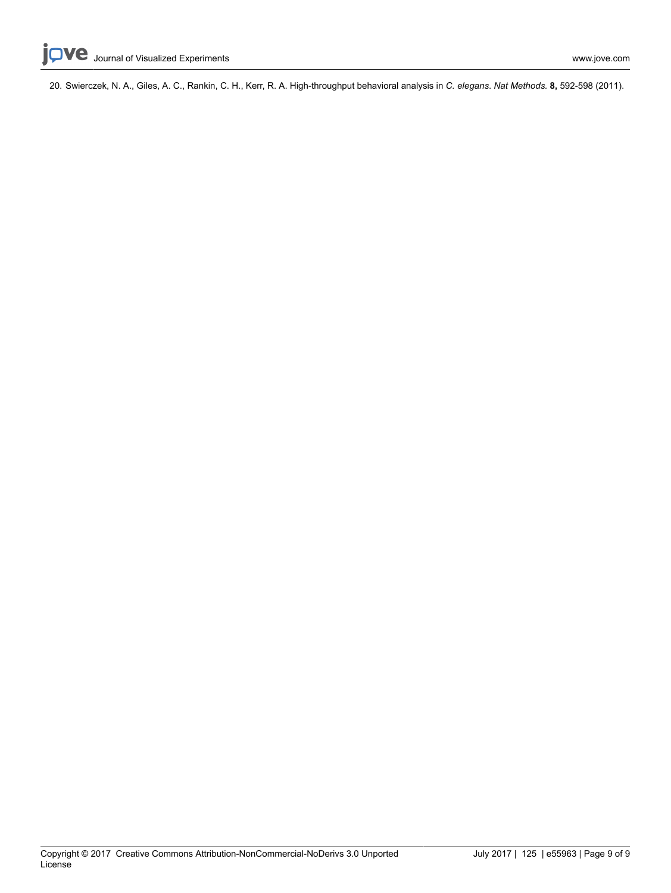20. Swierczek, N. A., Giles, A. C., Rankin, C. H., Kerr, R. A. High-throughput behavioral analysis in *C. elegans*. *Nat Methods.* **8,** 592-598 (2011).